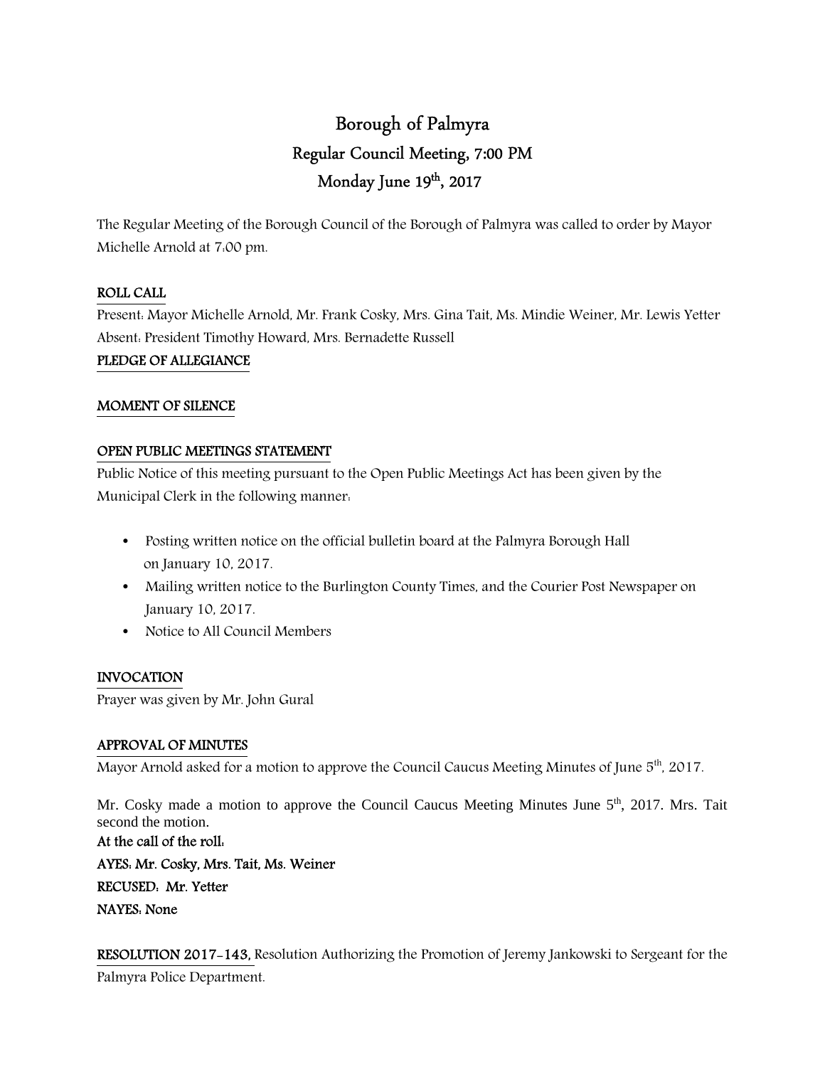# Borough of Palmyra

## Regular Council Meeting, 7:00 PM

## Monday June 19th, 2017

The Regular Meeting of the Borough Council of the Borough of Palmyra was called to order by Mayor Michelle Arnold at 7:00 pm.

**ROLL CALL**

Present: Mayor Michelle Arnold, Mr. Frank Cosky, Mrs. Gina Tait, Ms. Mindie Weiner, Mr. Lewis Yetter
Absent: President Timothy Howard, Mrs. Bernadette Russell

**PLEDGE OF ALLEGIANCE**

**MOMENT OF SILENCE**

**OPEN PUBLIC MEETINGS STATEMENT**

Public Notice of this meeting pursuant to the Open Public Meetings Act has been given by the Municipal Clerk in the following manner:

- Posting written notice on the official bulletin board at the Palmyra Borough Hall on January 10, 2017.
- Mailing written notice to the Burlington County Times, and the Courier Post Newspaper on January 10, 2017.
- Notice to All Council Members

**INVOCATION**

Prayer was given by Mr. John Gural

**APPROVAL OF MINUTES**

Mayor Arnold asked for a motion to approve the Council Caucus Meeting Minutes of June 5th, 2017.

Mr. Cosky made a motion to approve the Council Caucus Meeting Minutes June 5th, 2017. Mrs. Tait second the motion.

**At the call of the roll:**

**AYES: Mr. Cosky, Mrs. Tait, Ms. Weiner**

**RECUSED: Mr. Yetter**

**NAYES: None**

**RESOLUTION 2017-143,** Resolution Authorizing the Promotion of Jeremy Jankowski to Sergeant for the Palmyra Police Department.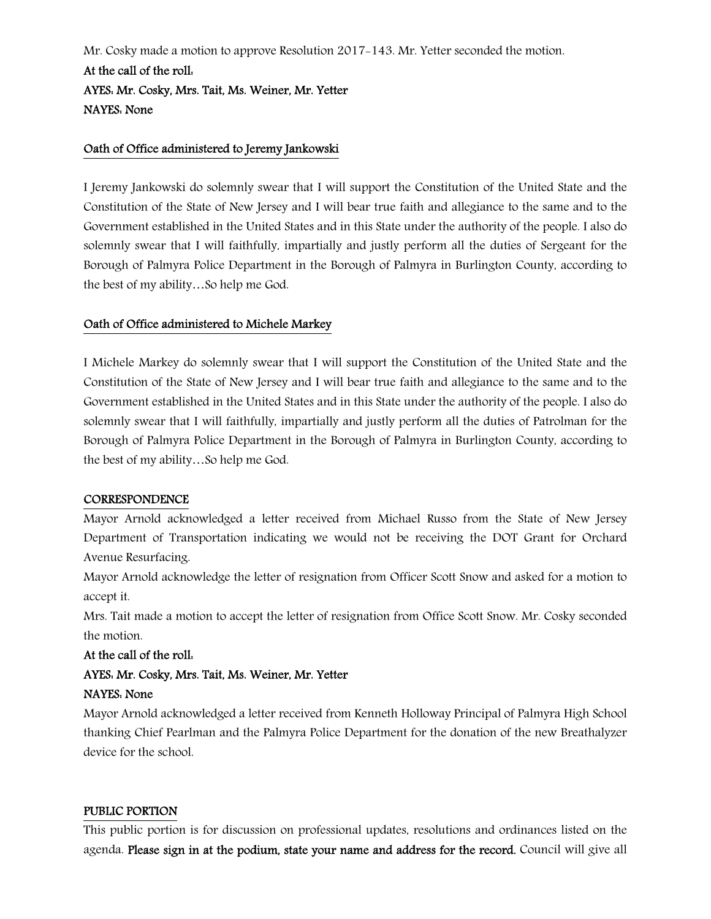Mr. Cosky made a motion to approve Resolution 2017-143. Mr. Yetter seconded the motion.

**At the call of the roll:**

**AYES: Mr. Cosky, Mrs. Tait, Ms. Weiner, Mr. Yetter**

**NAYES: None**

## Oath of Office administered to Jeremy Jankowski

I Jeremy Jankowski do solemnly swear that I will support the Constitution of the United State and the Constitution of the State of New Jersey and I will bear true faith and allegiance to the same and to the Government established in the United States and in this State under the authority of the people. I also do solemnly swear that I will faithfully, impartially and justly perform all the duties of Sergeant for the Borough of Palmyra Police Department in the Borough of Palmyra in Burlington County, according to the best of my ability…So help me God.

## Oath of Office administered to Michele Markey

I Michele Markey do solemnly swear that I will support the Constitution of the United State and the Constitution of the State of New Jersey and I will bear true faith and allegiance to the same and to the Government established in the United States and in this State under the authority of the people. I also do solemnly swear that I will faithfully, impartially and justly perform all the duties of Patrolman for the Borough of Palmyra Police Department in the Borough of Palmyra in Burlington County, according to the best of my ability…So help me God.

## CORRESPONDENCE

Mayor Arnold acknowledged a letter received from Michael Russo from the State of New Jersey Department of Transportation indicating we would not be receiving the DOT Grant for Orchard Avenue Resurfacing.

Mayor Arnold acknowledge the letter of resignation from Officer Scott Snow and asked for a motion to accept it.

Mrs. Tait made a motion to accept the letter of resignation from Office Scott Snow. Mr. Cosky seconded the motion.

**At the call of the roll:**

**AYES: Mr. Cosky, Mrs. Tait, Ms. Weiner, Mr. Yetter**

**NAYES: None**

Mayor Arnold acknowledged a letter received from Kenneth Holloway Principal of Palmyra High School thanking Chief Pearlman and the Palmyra Police Department for the donation of the new Breathalyzer device for the school.

## PUBLIC PORTION

This public portion is for discussion on professional updates, resolutions and ordinances listed on the agenda. **Please sign in at the podium, state your name and address for the record.** Council will give all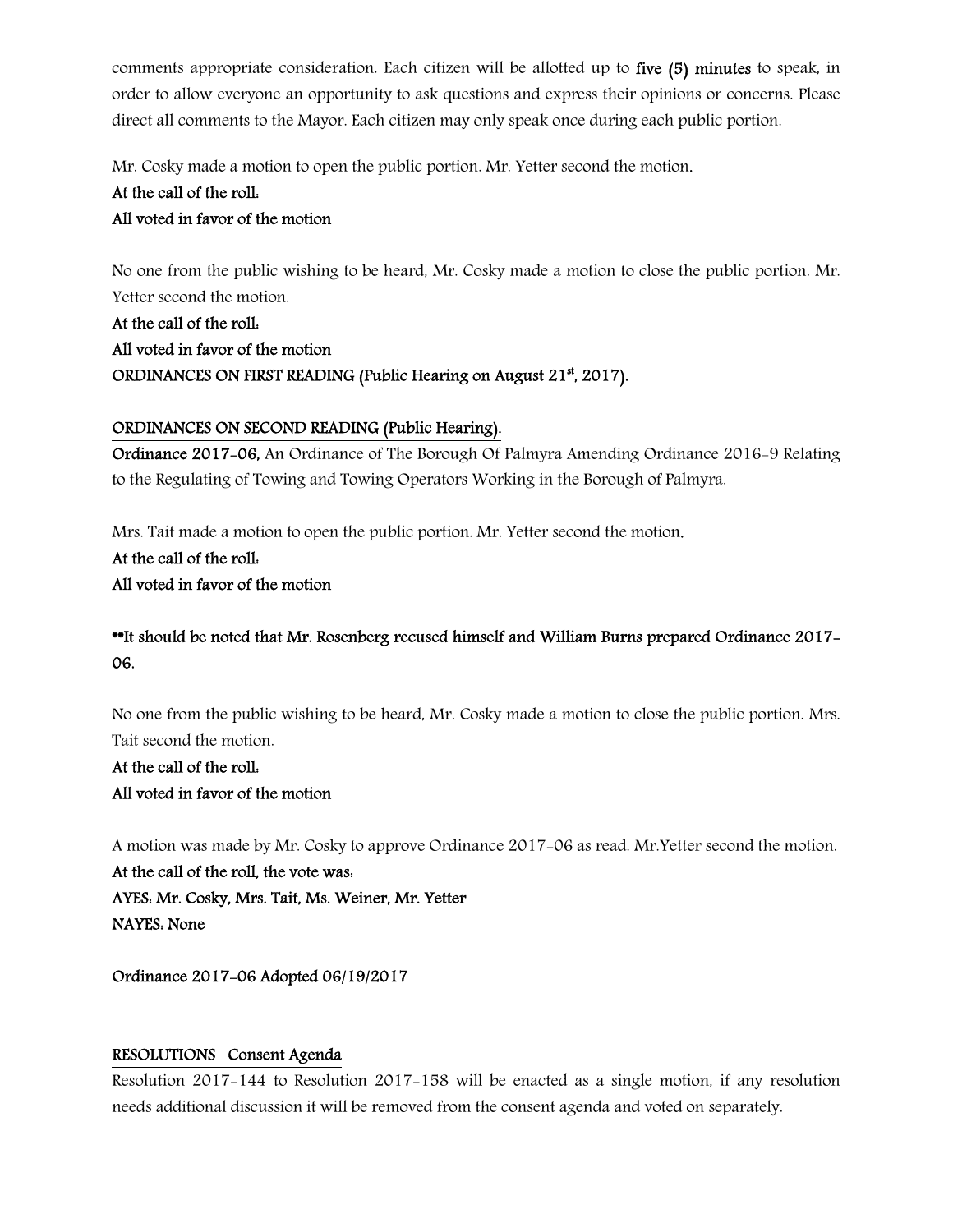comments appropriate consideration. Each citizen will be allotted up to **five (5) minutes** to speak, in order to allow everyone an opportunity to ask questions and express their opinions or concerns. Please direct all comments to the Mayor. Each citizen may only speak once during each public portion.

Mr. Cosky made a motion to open the public portion. Mr. Yetter second the motion.

**At the call of the roll:**
**All voted in favor of the motion**

No one from the public wishing to be heard, Mr. Cosky made a motion to close the public portion. Mr. Yetter second the motion.

**At the call of the roll:**
**All voted in favor of the motion**

**ORDINANCES ON FIRST READING (Public Hearing on August 21st, 2017).**

**ORDINANCES ON SECOND READING (Public Hearing).**

**Ordinance 2017-06,** An Ordinance of The Borough Of Palmyra Amending Ordinance 2016-9 Relating to the Regulating of Towing and Towing Operators Working in the Borough of Palmyra.

Mrs. Tait made a motion to open the public portion. Mr. Yetter second the motion.

**At the call of the roll:**
**All voted in favor of the motion**

**\*\*It should be noted that Mr. Rosenberg recused himself and William Burns prepared Ordinance 2017-06.**

No one from the public wishing to be heard, Mr. Cosky made a motion to close the public portion. Mrs. Tait second the motion.

**At the call of the roll:**
**All voted in favor of the motion**

A motion was made by Mr. Cosky to approve Ordinance 2017-06 as read. Mr.Yetter second the motion.

**At the call of the roll, the vote was:**
**AYES: Mr. Cosky, Mrs. Tait, Ms. Weiner, Mr. Yetter**
**NAYES: None**

**Ordinance 2017-06 Adopted 06/19/2017**

**RESOLUTIONS Consent Agenda**

Resolution 2017-144 to Resolution 2017-158 will be enacted as a single motion, if any resolution needs additional discussion it will be removed from the consent agenda and voted on separately.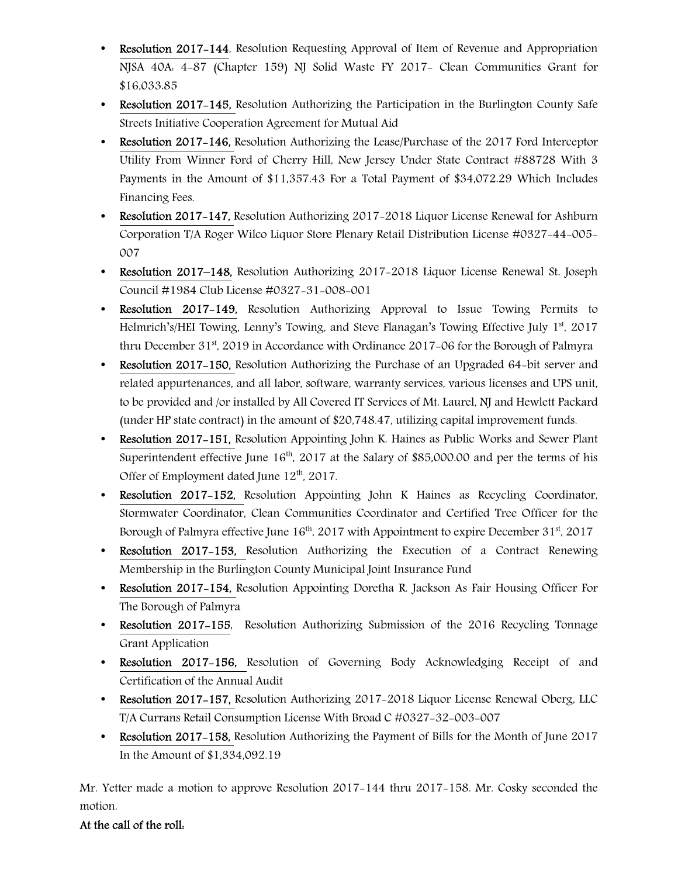- **Resolution 2017-144**, Resolution Requesting Approval of Item of Revenue and Appropriation NJSA 40A: 4-87 (Chapter 159) NJ Solid Waste FY 2017- Clean Communities Grant for $16,033.85
- **Resolution 2017-145,** Resolution Authorizing the Participation in the Burlington County Safe Streets Initiative Cooperation Agreement for Mutual Aid
- **Resolution 2017-146,** Resolution Authorizing the Lease/Purchase of the 2017 Ford Interceptor Utility From Winner Ford of Cherry Hill, New Jersey Under State Contract #88728 With 3 Payments in the Amount of $11,357.43 For a Total Payment of $34,072.29 Which Includes Financing Fees.
- **Resolution 2017-147,** Resolution Authorizing 2017-2018 Liquor License Renewal for Ashburn Corporation T/A Roger Wilco Liquor Store Plenary Retail Distribution License #0327-44-005-007
- **Resolution 2017–148,** Resolution Authorizing 2017-2018 Liquor License Renewal St. Joseph Council #1984 Club License #0327-31-008-001
- **Resolution 2017-149,** Resolution Authorizing Approval to Issue Towing Permits to Helmrich's/HEI Towing, Lenny's Towing, and Steve Flanagan's Towing Effective July 1st, 2017 thru December 31st, 2019 in Accordance with Ordinance 2017-06 for the Borough of Palmyra
- **Resolution 2017-150,** Resolution Authorizing the Purchase of an Upgraded 64-bit server and related appurtenances, and all labor, software, warranty services, various licenses and UPS unit, to be provided and /or installed by All Covered IT Services of Mt. Laurel, NJ and Hewlett Packard (under HP state contract) in the amount of $20,748.47, utilizing capital improvement funds.
- **Resolution 2017-151,** Resolution Appointing John K. Haines as Public Works and Sewer Plant Superintendent effective June 16th, 2017 at the Salary of $85,000.00 and per the terms of his Offer of Employment dated June 12th, 2017.
- **Resolution 2017-152,** Resolution Appointing John K Haines as Recycling Coordinator, Stormwater Coordinator, Clean Communities Coordinator and Certified Tree Officer for the Borough of Palmyra effective June 16th, 2017 with Appointment to expire December 31st, 2017
- **Resolution 2017-153,** Resolution Authorizing the Execution of a Contract Renewing Membership in the Burlington County Municipal Joint Insurance Fund
- **Resolution 2017-154,** Resolution Appointing Doretha R. Jackson As Fair Housing Officer For The Borough of Palmyra
- **Resolution 2017-155**, Resolution Authorizing Submission of the 2016 Recycling Tonnage Grant Application
- **Resolution 2017-156,** Resolution of Governing Body Acknowledging Receipt of and Certification of the Annual Audit
- **Resolution 2017-157,** Resolution Authorizing 2017-2018 Liquor License Renewal Oberg, LLC T/A Currans Retail Consumption License With Broad C #0327-32-003-007
- **Resolution 2017-158,** Resolution Authorizing the Payment of Bills for the Month of June 2017 In the Amount of $1,334,092.19

Mr. Yetter made a motion to approve Resolution 2017-144 thru 2017-158. Mr. Cosky seconded the motion.

**At the call of the roll:**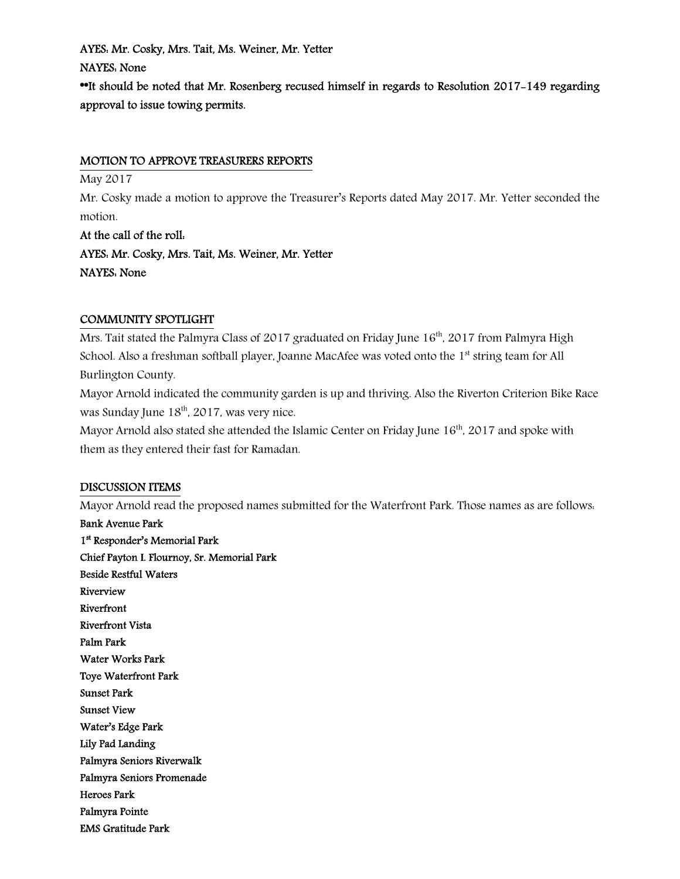**AYES: Mr. Cosky, Mrs. Tait, Ms. Weiner, Mr. Yetter**

**NAYES: None**

****It should be noted that Mr. Rosenberg recused himself in regards to Resolution 2017-149 regarding approval to issue towing permits.**

## MOTION TO APPROVE TREASURERS REPORTS

May 2017

Mr. Cosky made a motion to approve the Treasurer's Reports dated May 2017. Mr. Yetter seconded the motion.

**At the call of the roll:**

**AYES: Mr. Cosky, Mrs. Tait, Ms. Weiner, Mr. Yetter**

**NAYES: None**

## COMMUNITY SPOTLIGHT

Mrs. Tait stated the Palmyra Class of 2017 graduated on Friday June 16th, 2017 from Palmyra High School. Also a freshman softball player, Joanne MacAfee was voted onto the 1st string team for All Burlington County.

Mayor Arnold indicated the community garden is up and thriving. Also the Riverton Criterion Bike Race was Sunday June 18th, 2017, was very nice.

Mayor Arnold also stated she attended the Islamic Center on Friday June 16th, 2017 and spoke with them as they entered their fast for Ramadan.

## DISCUSSION ITEMS

Mayor Arnold read the proposed names submitted for the Waterfront Park. Those names as are follows:

**Bank Avenue Park**
**1st Responder's Memorial Park**
**Chief Payton I. Flournoy, Sr. Memorial Park**
**Beside Restful Waters**
**Riverview**
**Riverfront**
**Riverfront Vista**
**Palm Park**
**Water Works Park**
**Toye Waterfront Park**
**Sunset Park**
**Sunset View**
**Water's Edge Park**
**Lily Pad Landing**
**Palmyra Seniors Riverwalk**
**Palmyra Seniors Promenade**
**Heroes Park**
**Palmyra Pointe**
**EMS Gratitude Park**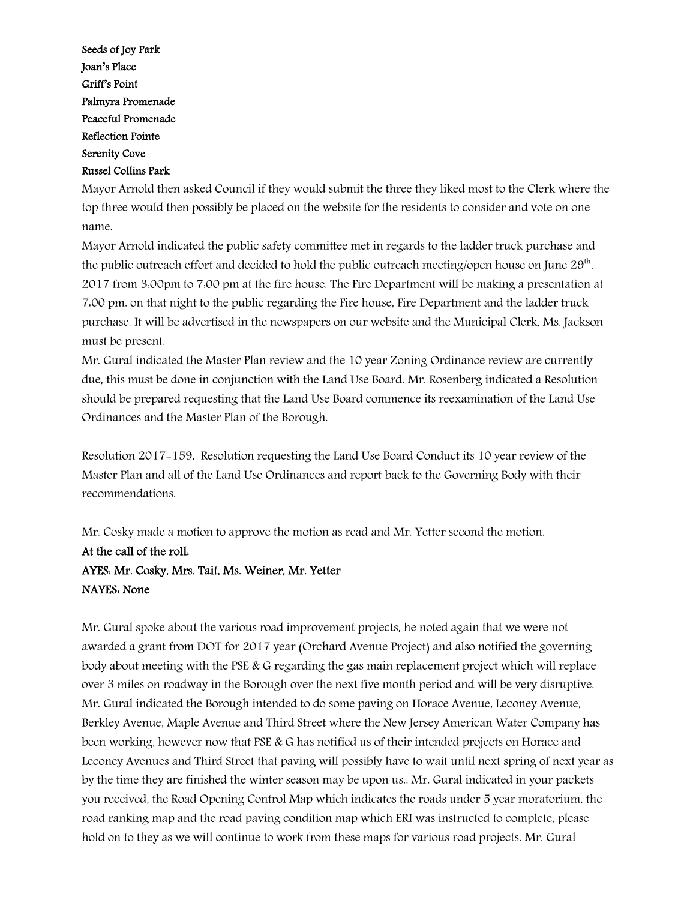**Seeds of Joy Park**
**Joan's Place**
**Griff's Point**
**Palmyra Promenade**
**Peaceful Promenade**
**Reflection Pointe**
**Serenity Cove**
**Russel Collins Park**

Mayor Arnold then asked Council if they would submit the three they liked most to the Clerk where the top three would then possibly be placed on the website for the residents to consider and vote on one name.

Mayor Arnold indicated the public safety committee met in regards to the ladder truck purchase and the public outreach effort and decided to hold the public outreach meeting/open house on June 29th, 2017 from 3:00pm to 7:00 pm at the fire house. The Fire Department will be making a presentation at 7:00 pm. on that night to the public regarding the Fire house, Fire Department and the ladder truck purchase. It will be advertised in the newspapers on our website and the Municipal Clerk, Ms. Jackson must be present.

Mr. Gural indicated the Master Plan review and the 10 year Zoning Ordinance review are currently due, this must be done in conjunction with the Land Use Board. Mr. Rosenberg indicated a Resolution should be prepared requesting that the Land Use Board commence its reexamination of the Land Use Ordinances and the Master Plan of the Borough.

Resolution 2017-159, Resolution requesting the Land Use Board Conduct its 10 year review of the Master Plan and all of the Land Use Ordinances and report back to the Governing Body with their recommendations.

Mr. Cosky made a motion to approve the motion as read and Mr. Yetter second the motion.

**At the call of the roll:**
**AYES: Mr. Cosky, Mrs. Tait, Ms. Weiner, Mr. Yetter**
**NAYES: None**

Mr. Gural spoke about the various road improvement projects, he noted again that we were not awarded a grant from DOT for 2017 year (Orchard Avenue Project) and also notified the governing body about meeting with the PSE & G regarding the gas main replacement project which will replace over 3 miles on roadway in the Borough over the next five month period and will be very disruptive. Mr. Gural indicated the Borough intended to do some paving on Horace Avenue, Leconey Avenue, Berkley Avenue, Maple Avenue and Third Street where the New Jersey American Water Company has been working, however now that PSE & G has notified us of their intended projects on Horace and Leconey Avenues and Third Street that paving will possibly have to wait until next spring of next year as by the time they are finished the winter season may be upon us.. Mr. Gural indicated in your packets you received, the Road Opening Control Map which indicates the roads under 5 year moratorium, the road ranking map and the road paving condition map which ERI was instructed to complete, please hold on to they as we will continue to work from these maps for various road projects. Mr. Gural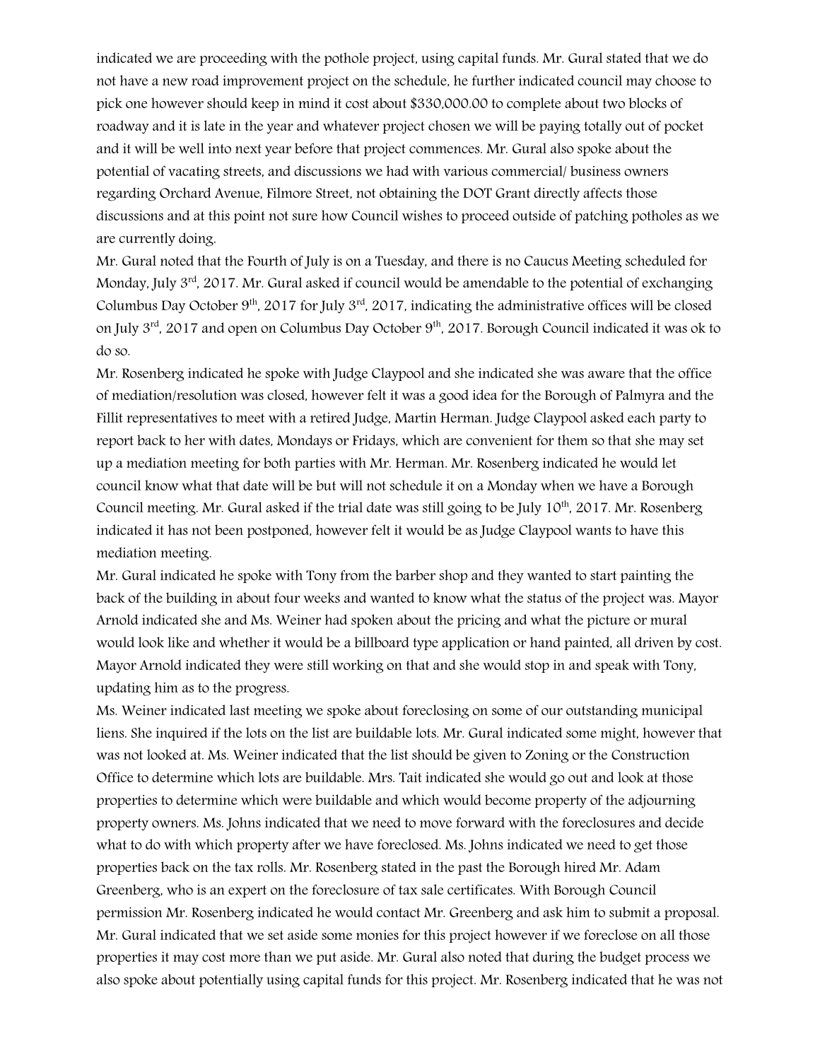indicated we are proceeding with the pothole project, using capital funds. Mr. Gural stated that we do not have a new road improvement project on the schedule, he further indicated council may choose to pick one however should keep in mind it cost about $330,000.00 to complete about two blocks of roadway and it is late in the year and whatever project chosen we will be paying totally out of pocket and it will be well into next year before that project commences. Mr. Gural also spoke about the potential of vacating streets, and discussions we had with various commercial/ business owners regarding Orchard Avenue, Filmore Street, not obtaining the DOT Grant directly affects those discussions and at this point not sure how Council wishes to proceed outside of patching potholes as we are currently doing.

Mr. Gural noted that the Fourth of July is on a Tuesday, and there is no Caucus Meeting scheduled for Monday, July 3rd, 2017. Mr. Gural asked if council would be amendable to the potential of exchanging Columbus Day October 9th, 2017 for July 3rd, 2017, indicating the administrative offices will be closed on July 3rd, 2017 and open on Columbus Day October 9th, 2017. Borough Council indicated it was ok to do so.

Mr. Rosenberg indicated he spoke with Judge Claypool and she indicated she was aware that the office of mediation/resolution was closed, however felt it was a good idea for the Borough of Palmyra and the Fillit representatives to meet with a retired Judge, Martin Herman. Judge Claypool asked each party to report back to her with dates, Mondays or Fridays, which are convenient for them so that she may set up a mediation meeting for both parties with Mr. Herman. Mr. Rosenberg indicated he would let council know what that date will be but will not schedule it on a Monday when we have a Borough Council meeting. Mr. Gural asked if the trial date was still going to be July 10th, 2017. Mr. Rosenberg indicated it has not been postponed, however felt it would be as Judge Claypool wants to have this mediation meeting.

Mr. Gural indicated he spoke with Tony from the barber shop and they wanted to start painting the back of the building in about four weeks and wanted to know what the status of the project was. Mayor Arnold indicated she and Ms. Weiner had spoken about the pricing and what the picture or mural would look like and whether it would be a billboard type application or hand painted, all driven by cost. Mayor Arnold indicated they were still working on that and she would stop in and speak with Tony, updating him as to the progress.

Ms. Weiner indicated last meeting we spoke about foreclosing on some of our outstanding municipal liens. She inquired if the lots on the list are buildable lots. Mr. Gural indicated some might, however that was not looked at. Ms. Weiner indicated that the list should be given to Zoning or the Construction Office to determine which lots are buildable. Mrs. Tait indicated she would go out and look at those properties to determine which were buildable and which would become property of the adjourning property owners. Ms. Johns indicated that we need to move forward with the foreclosures and decide what to do with which property after we have foreclosed. Ms. Johns indicated we need to get those properties back on the tax rolls. Mr. Rosenberg stated in the past the Borough hired Mr. Adam Greenberg, who is an expert on the foreclosure of tax sale certificates. With Borough Council permission Mr. Rosenberg indicated he would contact Mr. Greenberg and ask him to submit a proposal. Mr. Gural indicated that we set aside some monies for this project however if we foreclose on all those properties it may cost more than we put aside. Mr. Gural also noted that during the budget process we also spoke about potentially using capital funds for this project. Mr. Rosenberg indicated that he was not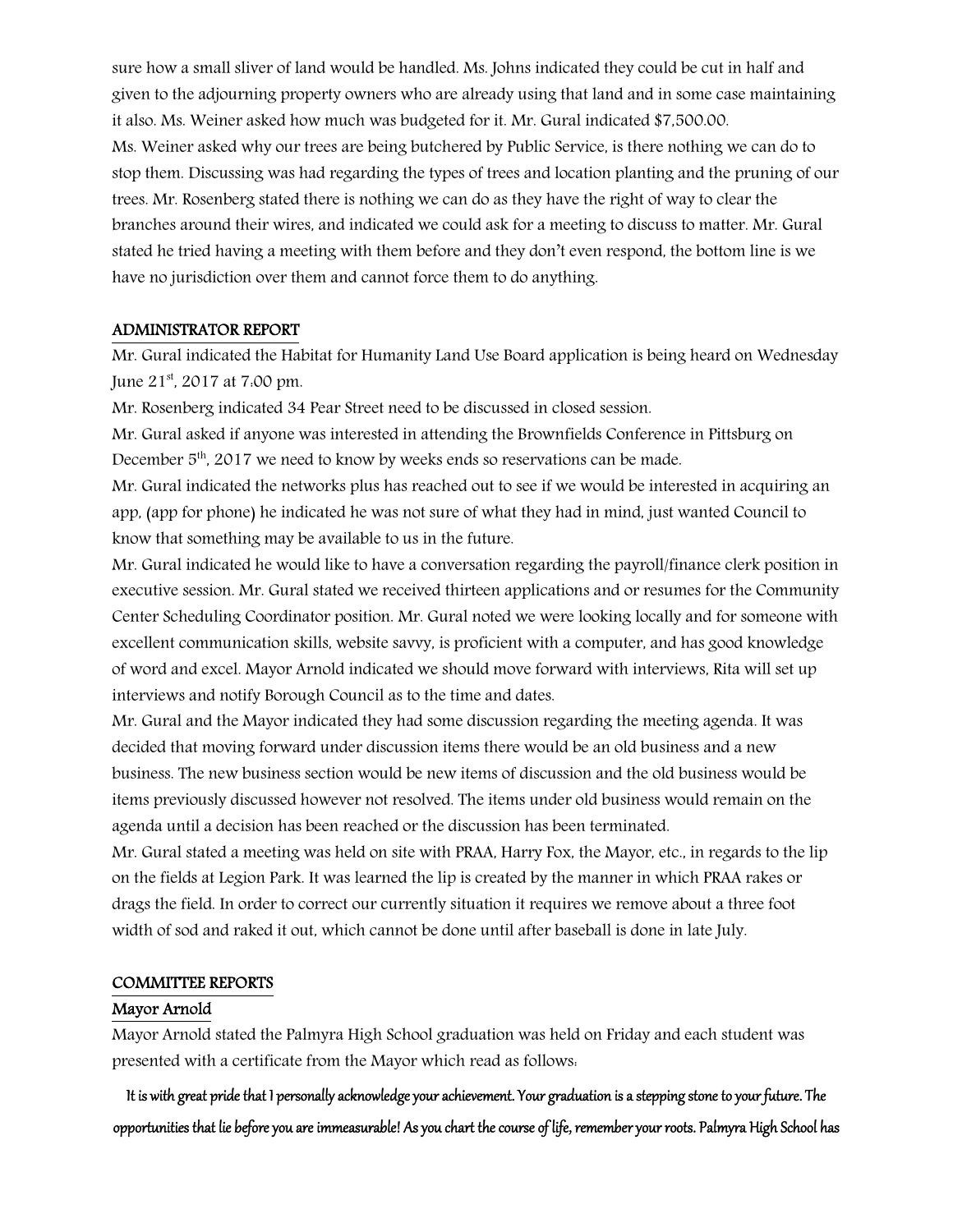sure how a small sliver of land would be handled. Ms. Johns indicated they could be cut in half and given to the adjourning property owners who are already using that land and in some case maintaining it also. Ms. Weiner asked how much was budgeted for it. Mr. Gural indicated $7,500.00.

Ms. Weiner asked why our trees are being butchered by Public Service, is there nothing we can do to stop them. Discussing was had regarding the types of trees and location planting and the pruning of our trees. Mr. Rosenberg stated there is nothing we can do as they have the right of way to clear the branches around their wires, and indicated we could ask for a meeting to discuss to matter. Mr. Gural stated he tried having a meeting with them before and they don't even respond, the bottom line is we have no jurisdiction over them and cannot force them to do anything.

## ADMINISTRATOR REPORT

Mr. Gural indicated the Habitat for Humanity Land Use Board application is being heard on Wednesday June 21st, 2017 at 7:00 pm.

Mr. Rosenberg indicated 34 Pear Street need to be discussed in closed session.

Mr. Gural asked if anyone was interested in attending the Brownfields Conference in Pittsburg on December 5th, 2017 we need to know by weeks ends so reservations can be made.

Mr. Gural indicated the networks plus has reached out to see if we would be interested in acquiring an app, (app for phone) he indicated he was not sure of what they had in mind, just wanted Council to know that something may be available to us in the future.

Mr. Gural indicated he would like to have a conversation regarding the payroll/finance clerk position in executive session. Mr. Gural stated we received thirteen applications and or resumes for the Community Center Scheduling Coordinator position. Mr. Gural noted we were looking locally and for someone with excellent communication skills, website savvy, is proficient with a computer, and has good knowledge of word and excel. Mayor Arnold indicated we should move forward with interviews, Rita will set up interviews and notify Borough Council as to the time and dates.

Mr. Gural and the Mayor indicated they had some discussion regarding the meeting agenda. It was decided that moving forward under discussion items there would be an old business and a new business. The new business section would be new items of discussion and the old business would be items previously discussed however not resolved. The items under old business would remain on the agenda until a decision has been reached or the discussion has been terminated.

Mr. Gural stated a meeting was held on site with PRAA, Harry Fox, the Mayor, etc., in regards to the lip on the fields at Legion Park. It was learned the lip is created by the manner in which PRAA rakes or drags the field. In order to correct our currently situation it requires we remove about a three foot width of sod and raked it out, which cannot be done until after baseball is done in late July.

## COMMITTEE REPORTS

### Mayor Arnold

Mayor Arnold stated the Palmyra High School graduation was held on Friday and each student was presented with a certificate from the Mayor which read as follows:

*It is with great pride that I personally acknowledge your achievement. Your graduation is a stepping stone to your future. The opportunities that lie before you are immeasurable! As you chart the course of life, remember your roots. Palmyra High School has*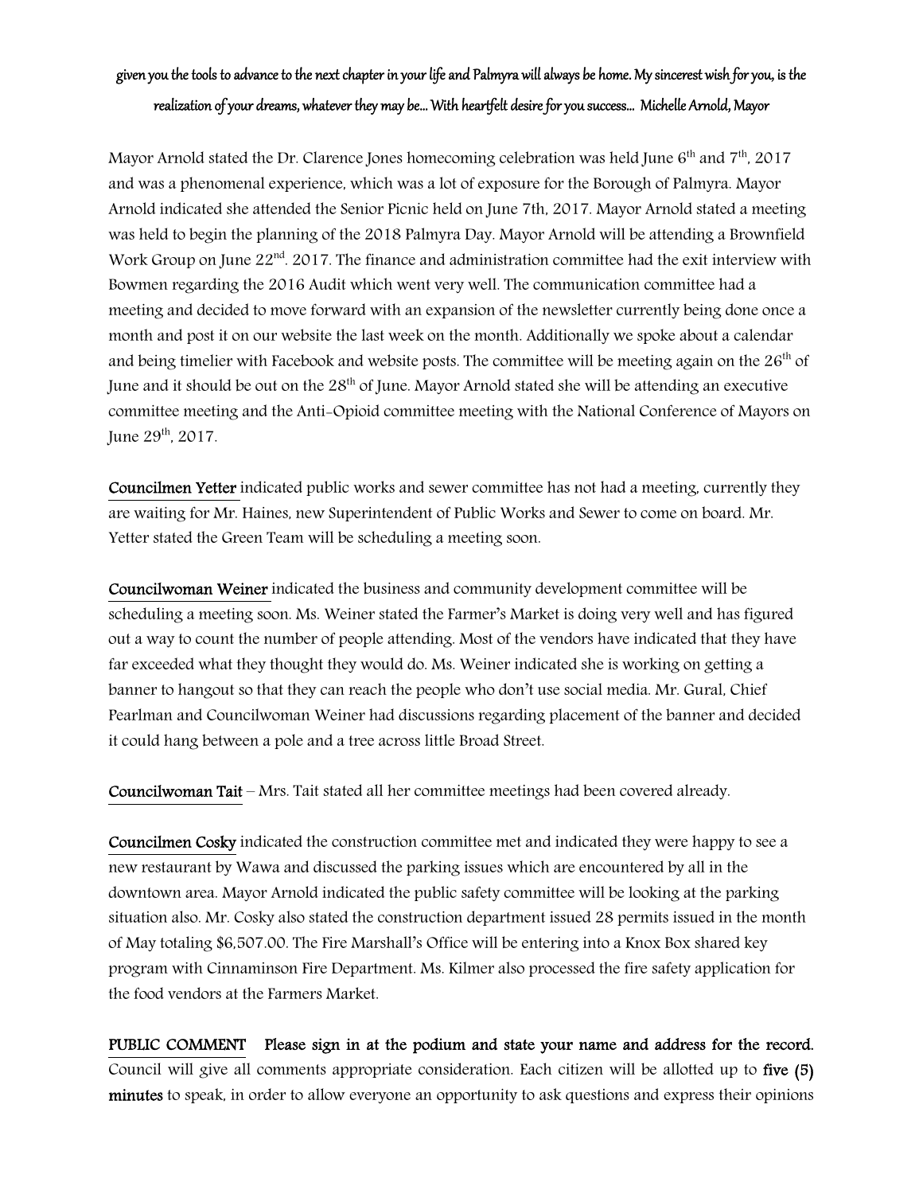*given you the tools to advance to the next chapter in your life and Palmyra will always be home. My sincerest wish for you, is the realization of your dreams, whatever they may be… With heartfelt desire for you success… Michelle Arnold, Mayor*

Mayor Arnold stated the Dr. Clarence Jones homecoming celebration was held June 6th and 7th, 2017 and was a phenomenal experience, which was a lot of exposure for the Borough of Palmyra. Mayor Arnold indicated she attended the Senior Picnic held on June 7th, 2017. Mayor Arnold stated a meeting was held to begin the planning of the 2018 Palmyra Day. Mayor Arnold will be attending a Brownfield Work Group on June 22nd. 2017. The finance and administration committee had the exit interview with Bowmen regarding the 2016 Audit which went very well. The communication committee had a meeting and decided to move forward with an expansion of the newsletter currently being done once a month and post it on our website the last week on the month. Additionally we spoke about a calendar and being timelier with Facebook and website posts. The committee will be meeting again on the 26th of June and it should be out on the 28th of June. Mayor Arnold stated she will be attending an executive committee meeting and the Anti-Opioid committee meeting with the National Conference of Mayors on June 29th, 2017.

**Councilmen Yetter** indicated public works and sewer committee has not had a meeting, currently they are waiting for Mr. Haines, new Superintendent of Public Works and Sewer to come on board. Mr. Yetter stated the Green Team will be scheduling a meeting soon.

**Councilwoman Weiner** indicated the business and community development committee will be scheduling a meeting soon. Ms. Weiner stated the Farmer's Market is doing very well and has figured out a way to count the number of people attending. Most of the vendors have indicated that they have far exceeded what they thought they would do. Ms. Weiner indicated she is working on getting a banner to hangout so that they can reach the people who don't use social media. Mr. Gural, Chief Pearlman and Councilwoman Weiner had discussions regarding placement of the banner and decided it could hang between a pole and a tree across little Broad Street.

**Councilwoman Tait** – Mrs. Tait stated all her committee meetings had been covered already.

**Councilmen Cosky** indicated the construction committee met and indicated they were happy to see a new restaurant by Wawa and discussed the parking issues which are encountered by all in the downtown area. Mayor Arnold indicated the public safety committee will be looking at the parking situation also. Mr. Cosky also stated the construction department issued 28 permits issued in the month of May totaling $6,507.00. The Fire Marshall's Office will be entering into a Knox Box shared key program with Cinnaminson Fire Department. Ms. Kilmer also processed the fire safety application for the food vendors at the Farmers Market.

**PUBLIC COMMENT** **Please sign in at the podium and state your name and address for the record.** Council will give all comments appropriate consideration. Each citizen will be allotted up to **five (5) minutes** to speak, in order to allow everyone an opportunity to ask questions and express their opinions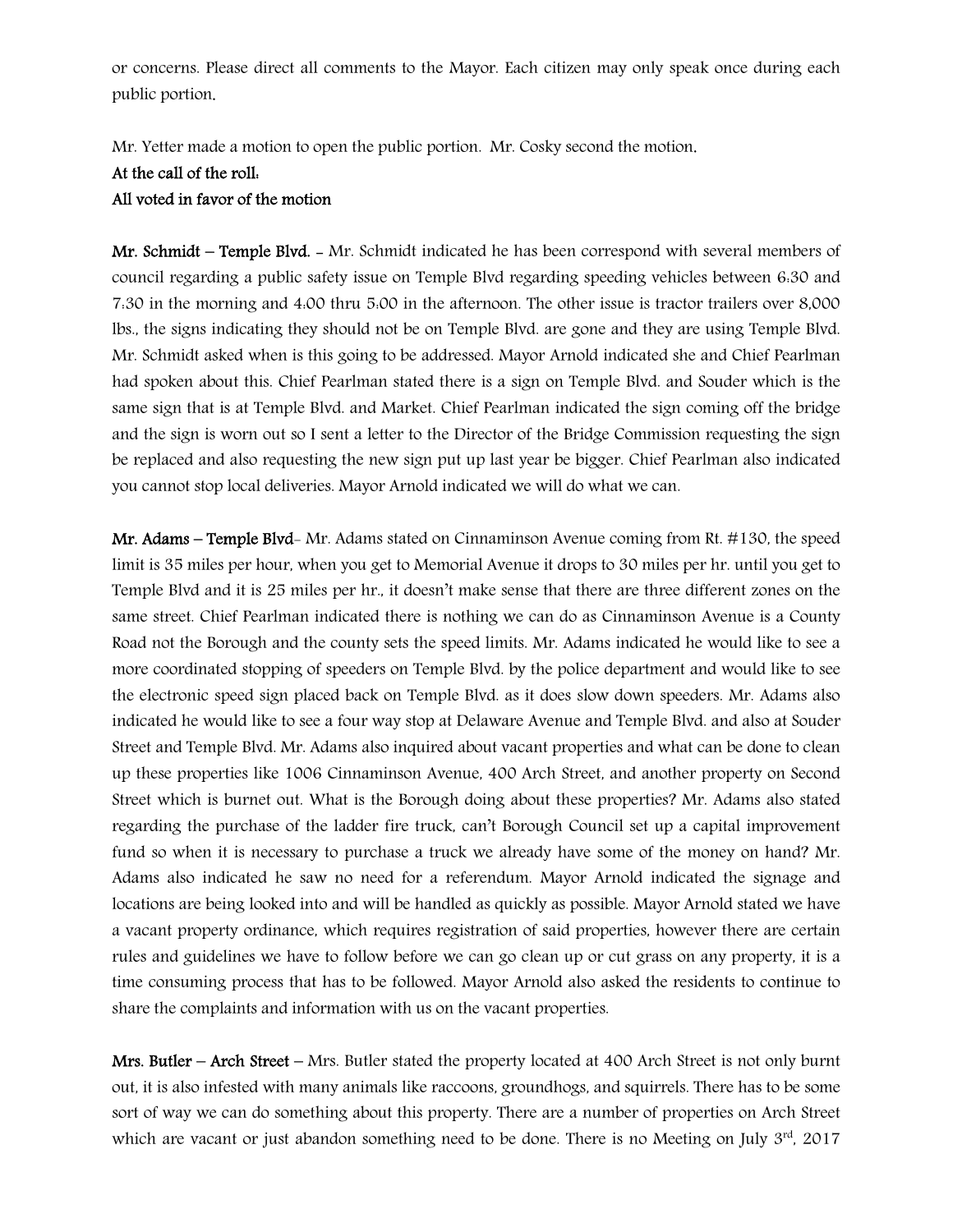or concerns. Please direct all comments to the Mayor. Each citizen may only speak once during each public portion.

Mr. Yetter made a motion to open the public portion. Mr. Cosky second the motion.

**At the call of the roll:**

**All voted in favor of the motion**

**Mr. Schmidt – Temple Blvd.** - Mr. Schmidt indicated he has been correspond with several members of council regarding a public safety issue on Temple Blvd regarding speeding vehicles between 6:30 and 7:30 in the morning and 4:00 thru 5:00 in the afternoon. The other issue is tractor trailers over 8,000 lbs., the signs indicating they should not be on Temple Blvd. are gone and they are using Temple Blvd. Mr. Schmidt asked when is this going to be addressed. Mayor Arnold indicated she and Chief Pearlman had spoken about this. Chief Pearlman stated there is a sign on Temple Blvd. and Souder which is the same sign that is at Temple Blvd. and Market. Chief Pearlman indicated the sign coming off the bridge and the sign is worn out so I sent a letter to the Director of the Bridge Commission requesting the sign be replaced and also requesting the new sign put up last year be bigger. Chief Pearlman also indicated you cannot stop local deliveries. Mayor Arnold indicated we will do what we can.

**Mr. Adams – Temple Blvd**- Mr. Adams stated on Cinnaminson Avenue coming from Rt. #130, the speed limit is 35 miles per hour, when you get to Memorial Avenue it drops to 30 miles per hr. until you get to Temple Blvd and it is 25 miles per hr., it doesn't make sense that there are three different zones on the same street. Chief Pearlman indicated there is nothing we can do as Cinnaminson Avenue is a County Road not the Borough and the county sets the speed limits. Mr. Adams indicated he would like to see a more coordinated stopping of speeders on Temple Blvd. by the police department and would like to see the electronic speed sign placed back on Temple Blvd. as it does slow down speeders. Mr. Adams also indicated he would like to see a four way stop at Delaware Avenue and Temple Blvd. and also at Souder Street and Temple Blvd. Mr. Adams also inquired about vacant properties and what can be done to clean up these properties like 1006 Cinnaminson Avenue, 400 Arch Street, and another property on Second Street which is burnet out. What is the Borough doing about these properties? Mr. Adams also stated regarding the purchase of the ladder fire truck, can't Borough Council set up a capital improvement fund so when it is necessary to purchase a truck we already have some of the money on hand? Mr. Adams also indicated he saw no need for a referendum. Mayor Arnold indicated the signage and locations are being looked into and will be handled as quickly as possible. Mayor Arnold stated we have a vacant property ordinance, which requires registration of said properties, however there are certain rules and guidelines we have to follow before we can go clean up or cut grass on any property, it is a time consuming process that has to be followed. Mayor Arnold also asked the residents to continue to share the complaints and information with us on the vacant properties.

**Mrs. Butler – Arch Street** – Mrs. Butler stated the property located at 400 Arch Street is not only burnt out, it is also infested with many animals like raccoons, groundhogs, and squirrels. There has to be some sort of way we can do something about this property. There are a number of properties on Arch Street which are vacant or just abandon something need to be done. There is no Meeting on July 3rd, 2017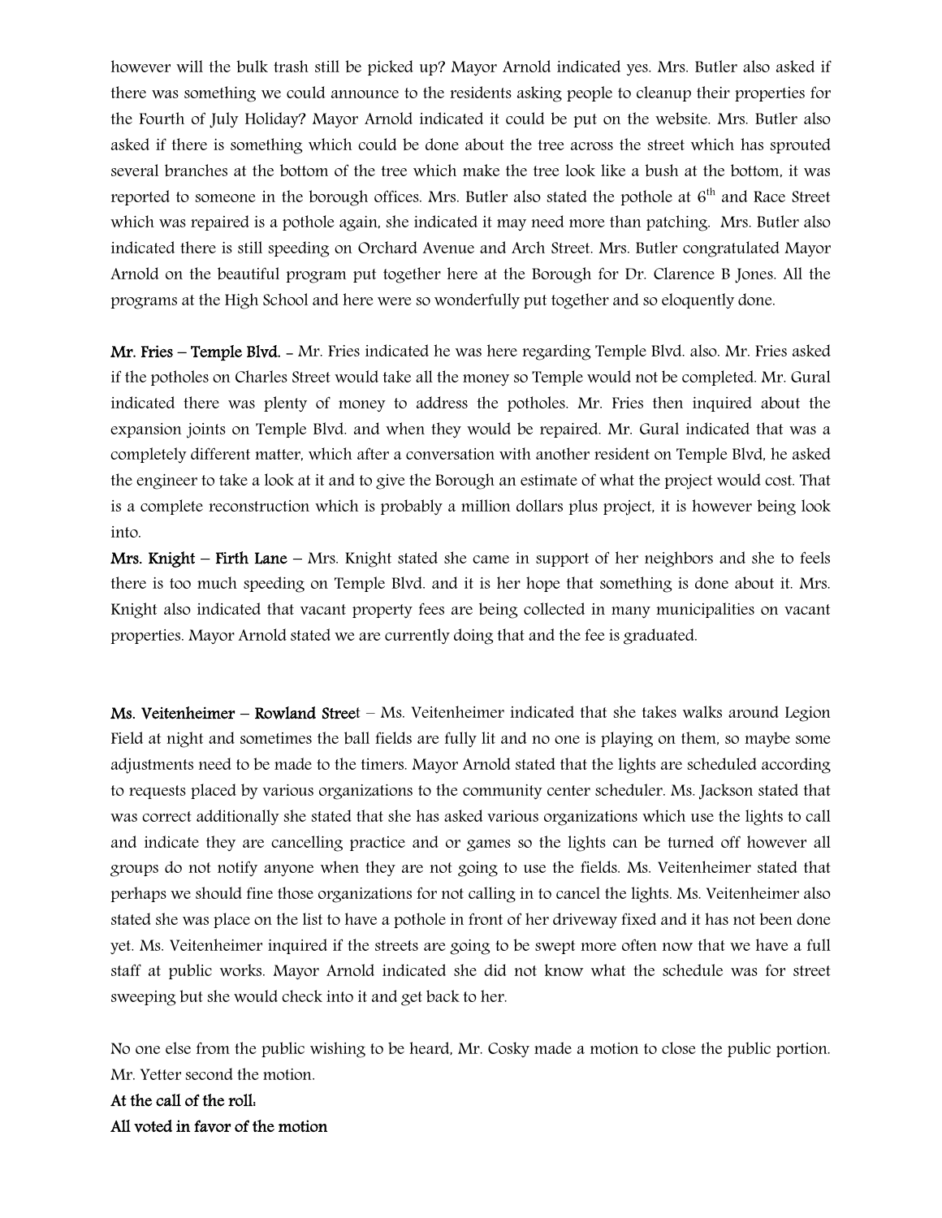however will the bulk trash still be picked up? Mayor Arnold indicated yes. Mrs. Butler also asked if there was something we could announce to the residents asking people to cleanup their properties for the Fourth of July Holiday? Mayor Arnold indicated it could be put on the website. Mrs. Butler also asked if there is something which could be done about the tree across the street which has sprouted several branches at the bottom of the tree which make the tree look like a bush at the bottom, it was reported to someone in the borough offices. Mrs. Butler also stated the pothole at 6th and Race Street which was repaired is a pothole again, she indicated it may need more than patching. Mrs. Butler also indicated there is still speeding on Orchard Avenue and Arch Street. Mrs. Butler congratulated Mayor Arnold on the beautiful program put together here at the Borough for Dr. Clarence B Jones. All the programs at the High School and here were so wonderfully put together and so eloquently done.

**Mr. Fries – Temple Blvd.** - Mr. Fries indicated he was here regarding Temple Blvd. also. Mr. Fries asked if the potholes on Charles Street would take all the money so Temple would not be completed. Mr. Gural indicated there was plenty of money to address the potholes. Mr. Fries then inquired about the expansion joints on Temple Blvd. and when they would be repaired. Mr. Gural indicated that was a completely different matter, which after a conversation with another resident on Temple Blvd, he asked the engineer to take a look at it and to give the Borough an estimate of what the project would cost. That is a complete reconstruction which is probably a million dollars plus project, it is however being look into.

**Mrs. Knight – Firth Lane** – Mrs. Knight stated she came in support of her neighbors and she to feels there is too much speeding on Temple Blvd. and it is her hope that something is done about it. Mrs. Knight also indicated that vacant property fees are being collected in many municipalities on vacant properties. Mayor Arnold stated we are currently doing that and the fee is graduated.

**Ms. Veitenheimer – Rowland Stree**t – Ms. Veitenheimer indicated that she takes walks around Legion Field at night and sometimes the ball fields are fully lit and no one is playing on them, so maybe some adjustments need to be made to the timers. Mayor Arnold stated that the lights are scheduled according to requests placed by various organizations to the community center scheduler. Ms. Jackson stated that was correct additionally she stated that she has asked various organizations which use the lights to call and indicate they are cancelling practice and or games so the lights can be turned off however all groups do not notify anyone when they are not going to use the fields. Ms. Veitenheimer stated that perhaps we should fine those organizations for not calling in to cancel the lights. Ms. Veitenheimer also stated she was place on the list to have a pothole in front of her driveway fixed and it has not been done yet. Ms. Veitenheimer inquired if the streets are going to be swept more often now that we have a full staff at public works. Mayor Arnold indicated she did not know what the schedule was for street sweeping but she would check into it and get back to her.

No one else from the public wishing to be heard, Mr. Cosky made a motion to close the public portion. Mr. Yetter second the motion.

**At the call of the roll:**

**All voted in favor of the motion**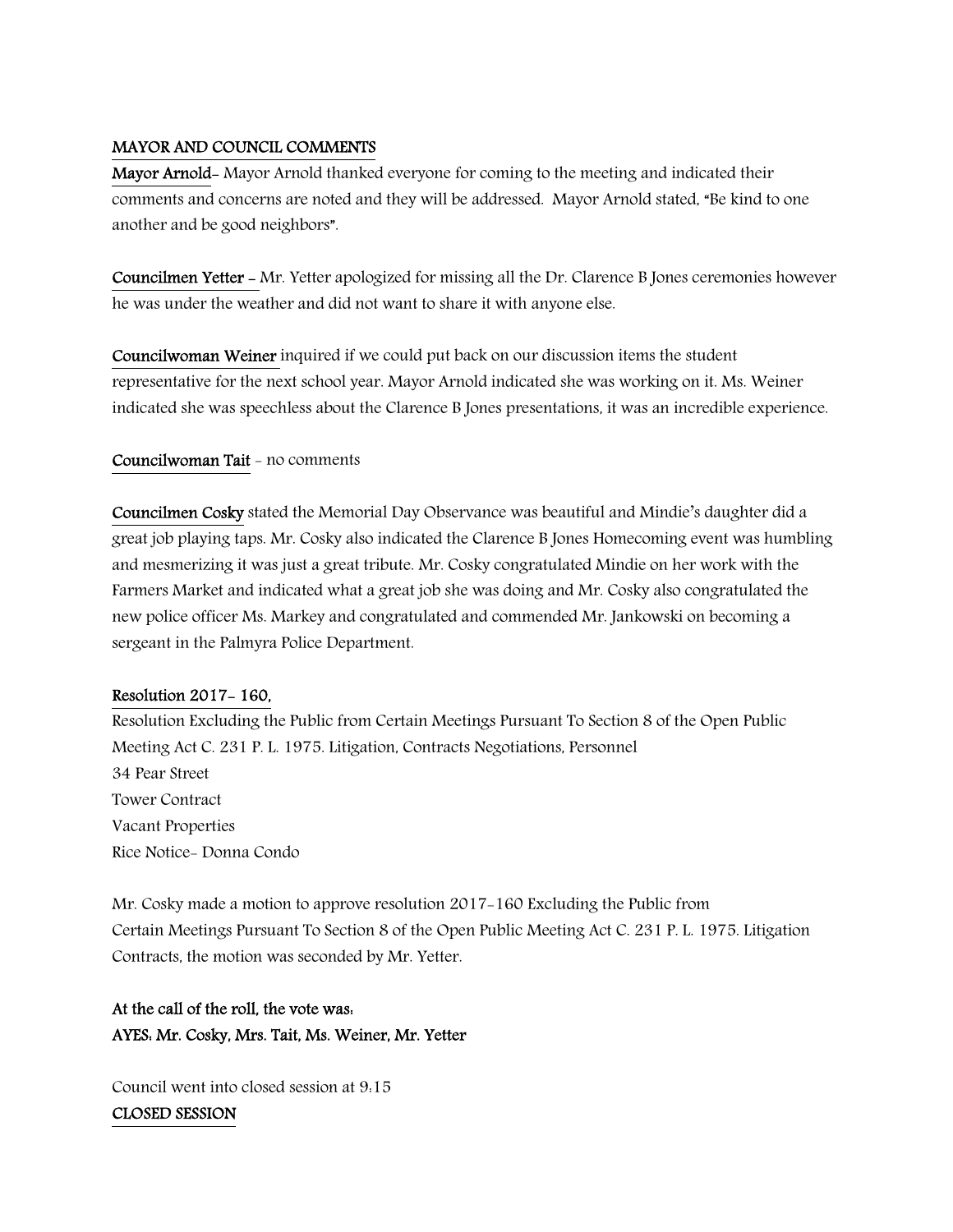## MAYOR AND COUNCIL COMMENTS

**Mayor Arnold**- Mayor Arnold thanked everyone for coming to the meeting and indicated their comments and concerns are noted and they will be addressed. Mayor Arnold stated, "Be kind to one another and be good neighbors".

**Councilmen Yetter** - Mr. Yetter apologized for missing all the Dr. Clarence B Jones ceremonies however he was under the weather and did not want to share it with anyone else.

**Councilwoman Weiner** inquired if we could put back on our discussion items the student representative for the next school year. Mayor Arnold indicated she was working on it. Ms. Weiner indicated she was speechless about the Clarence B Jones presentations, it was an incredible experience.

**Councilwoman Tait** - no comments

**Councilmen Cosky** stated the Memorial Day Observance was beautiful and Mindie's daughter did a great job playing taps. Mr. Cosky also indicated the Clarence B Jones Homecoming event was humbling and mesmerizing it was just a great tribute. Mr. Cosky congratulated Mindie on her work with the Farmers Market and indicated what a great job she was doing and Mr. Cosky also congratulated the new police officer Ms. Markey and congratulated and commended Mr. Jankowski on becoming a sergeant in the Palmyra Police Department.

**Resolution 2017- 160,**

Resolution Excluding the Public from Certain Meetings Pursuant To Section 8 of the Open Public Meeting Act C. 231 P. L. 1975. Litigation, Contracts Negotiations, Personnel
34 Pear Street
Tower Contract
Vacant Properties
Rice Notice- Donna Condo

Mr. Cosky made a motion to approve resolution 2017-160 Excluding the Public from Certain Meetings Pursuant To Section 8 of the Open Public Meeting Act C. 231 P. L. 1975. Litigation Contracts, the motion was seconded by Mr. Yetter.

**At the call of the roll, the vote was:**
**AYES: Mr. Cosky, Mrs. Tait, Ms. Weiner, Mr. Yetter**

Council went into closed session at 9:15

## CLOSED SESSION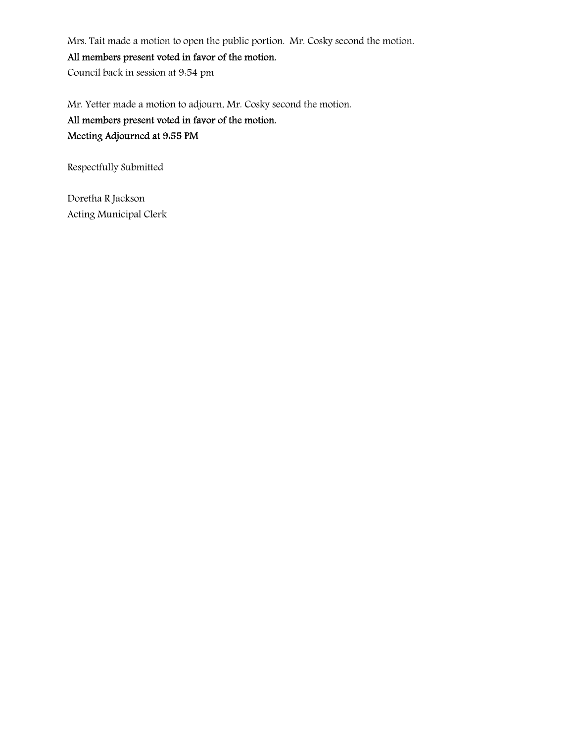Mrs. Tait made a motion to open the public portion. Mr. Cosky second the motion.

**All members present voted in favor of the motion.**

Council back in session at 9:54 pm

Mr. Yetter made a motion to adjourn, Mr. Cosky second the motion.

**All members present voted in favor of the motion.**

**Meeting Adjourned at 9:55 PM**

Respectfully Submitted

Doretha R Jackson
Acting Municipal Clerk